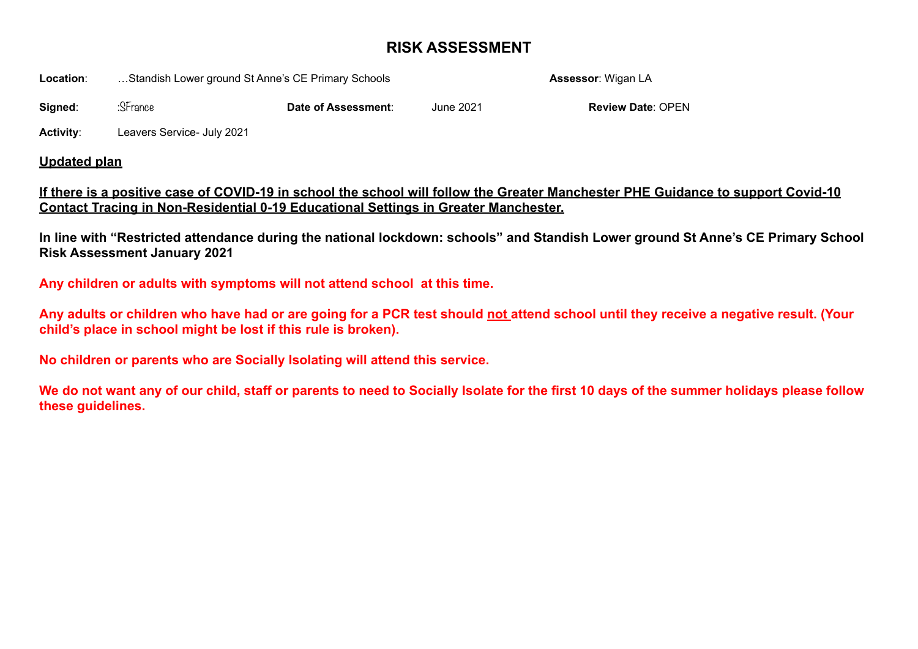# RISK ASSESSMENT

**Location**: …Standish Lower ground St Anne's CE Primary Schools **Assessor**: Wigan LA

**Signed**: :SFrance **Date of Assessment**: June 2021 **Review Date**: OPEN

**Activity**: Leavers Service- July 2021

**Updated plan**

**If there is a positive case of COVID-19 in school the school will follow the Greater Manchester PHE Guidance to support Covid-10 Contact Tracing in Non-Residential 0-19 Educational Settings in Greater Manchester.**

**In line with "Restricted attendance during the national lockdown: schools" and Standish Lower ground St Anne's CE Primary School Risk Assessment January 2021**

**Any children or adults with symptoms will not attend school at this time.**

**Any adults or children who have had or are going for a PCR test should not attend school until they receive a negative result. (Your child's place in school might be lost if this rule is broken).**

**No children or parents who are Socially Isolating will attend this service.**

**We do not want any of our child, staff or parents to need to Socially Isolate for the first 10 days of the summer holidays please follow these guidelines.**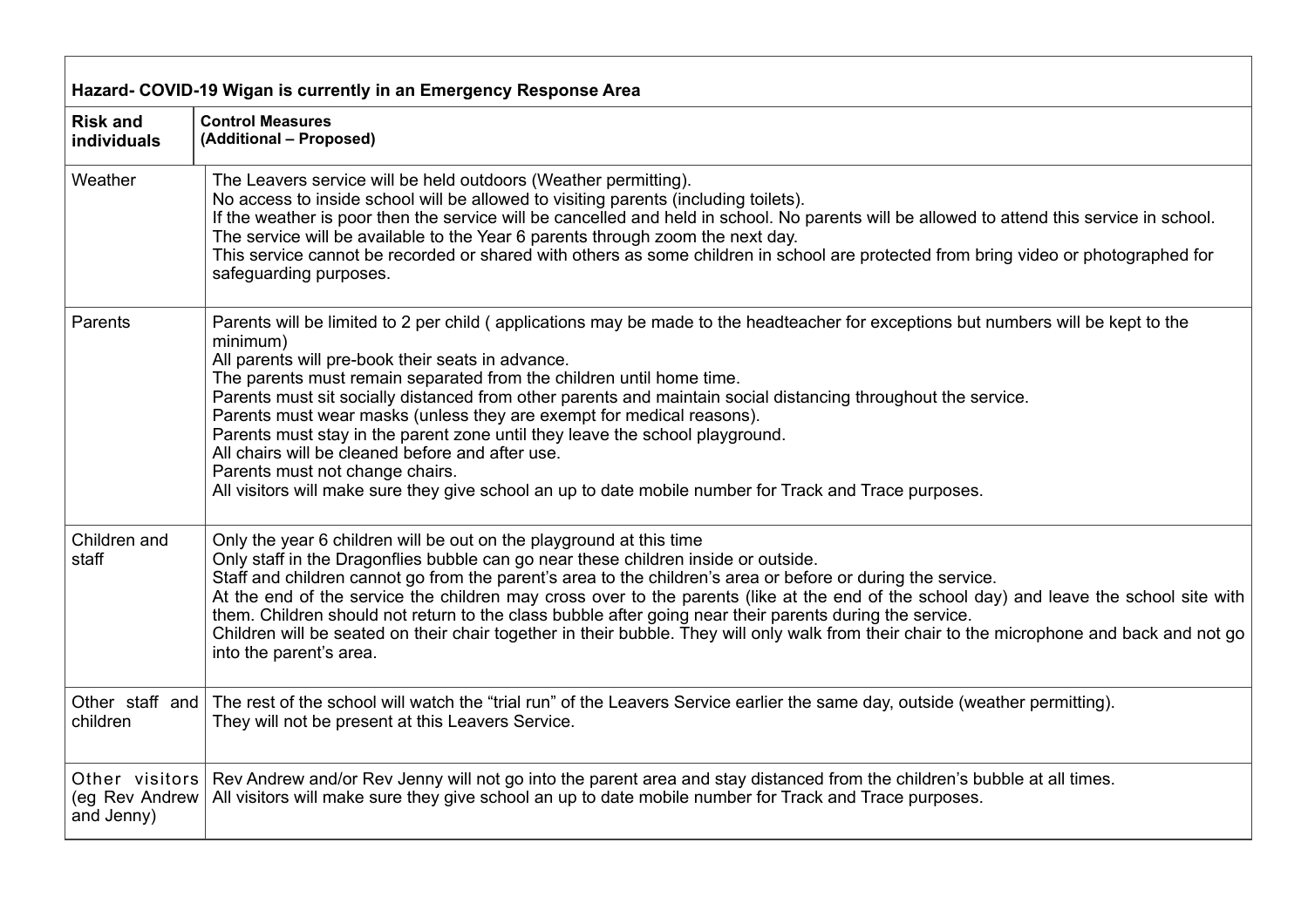| Hazard- COVID-19 Wigan is currently in an Emergency Response Area | |
|---|---|
| **Risk and individuals** | **Control Measures (Additional – Proposed)** |
| Weather | The Leavers service will be held outdoors (Weather permitting).<br>No access to inside school will be allowed to visiting parents (including toilets).<br>If the weather is poor then the service will be cancelled and held in school. No parents will be allowed to attend this service in school. The service will be available to the Year 6 parents through zoom the next day.<br>This service cannot be recorded or shared with others as some children in school are protected from bring video or photographed for safeguarding purposes. |
| Parents | Parents will be limited to 2 per child ( applications may be made to the headteacher for exceptions but numbers will be kept to the minimum)<br>All parents will pre-book their seats in advance.<br>The parents must remain separated from the children until home time.<br>Parents must sit socially distanced from other parents and maintain social distancing throughout the service.<br>Parents must wear masks (unless they are exempt for medical reasons).<br>Parents must stay in the parent zone until they leave the school playground.<br>All chairs will be cleaned before and after use.<br>Parents must not change chairs.<br>All visitors will make sure they give school an up to date mobile number for Track and Trace purposes. |
| Children and staff | Only the year 6 children will be out on the playground at this time<br>Only staff in the Dragonflies bubble can go near these children inside or outside.<br>Staff and children cannot go from the parent's area to the children's area or before or during the service.<br>At the end of the service the children may cross over to the parents (like at the end of the school day) and leave the school site with them. Children should not return to the class bubble after going near their parents during the service.<br>Children will be seated on their chair together in their bubble. They will only walk from their chair to the microphone and back and not go into the parent's area. |
| Other staff and children | The rest of the school will watch the "trial run" of the Leavers Service earlier the same day, outside (weather permitting).<br>They will not be present at this Leavers Service. |
| Other visitors (eg Rev Andrew and Jenny) | Rev Andrew and/or Rev Jenny will not go into the parent area and stay distanced from the children's bubble at all times.<br>All visitors will make sure they give school an up to date mobile number for Track and Trace purposes. |